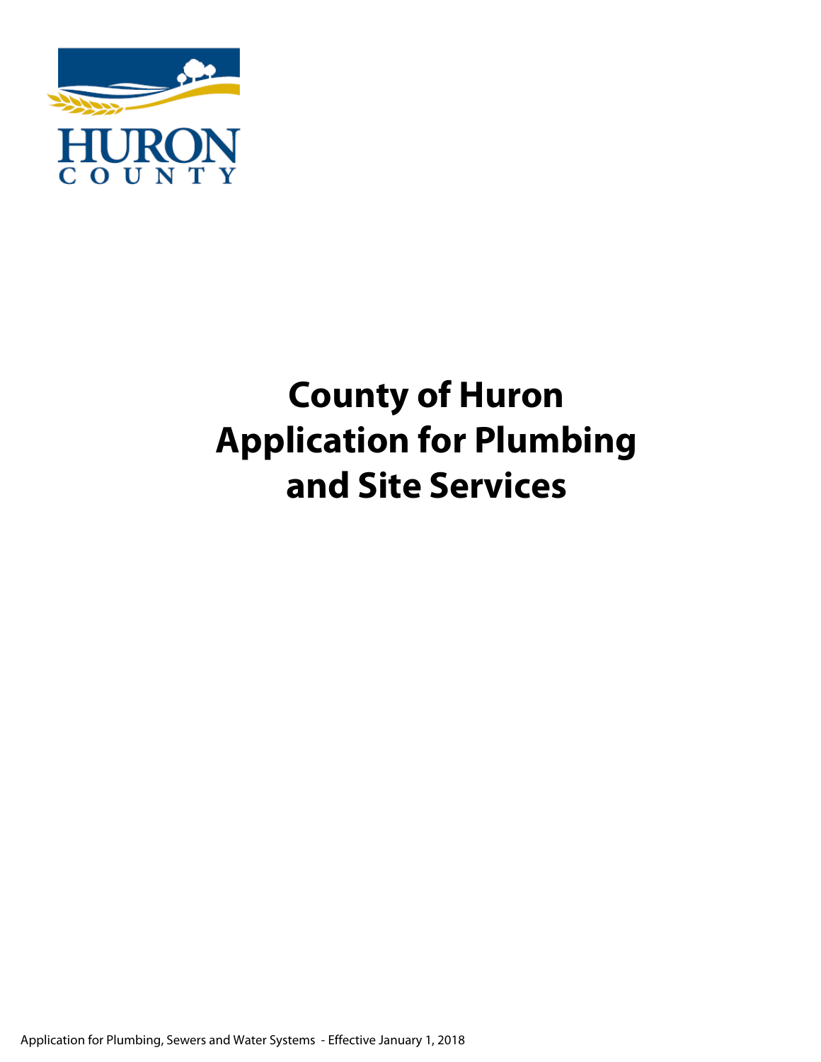# County of Huron Application for Plumbing and Site Services

Application for Plumbing, Sewers and Water Systems - Effective January 1, 2018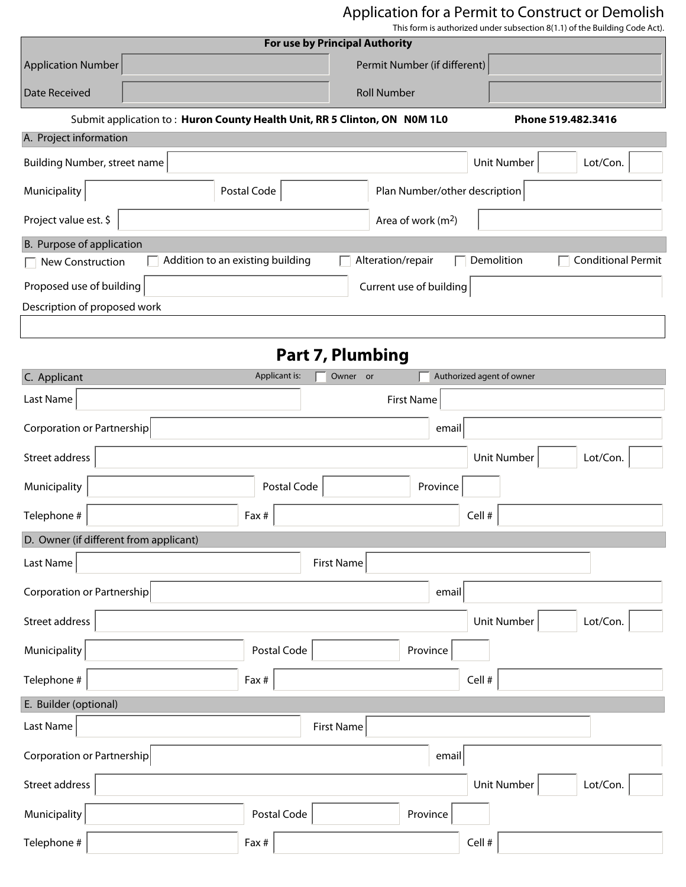# Application for a Permit to Construct or Demolish

This form is authorized under subsection 8(1.1) of the Building Code Act).

**For use by Principal Authority**

| | | | |
|---|---|---|---|
| Application Number | | Permit Number (if different) | |
| Date Received | | Roll Number | |

Submit application to : **Huron County Health Unit, RR 5 Clinton, ON N0M 1L0** **Phone 519.482.3416**

## A. Project information

| | | | | | |
|---|---|---|---|---|---|
| Building Number, street name | | Unit Number | | Lot/Con. | |
| Municipality | | Postal Code | | Plan Number/other description | |
| Project value est. $ | | Area of work ($m^2$) | | | |

## B. Purpose of application

☐ New Construction ☐ Addition to an existing building ☐ Alteration/repair ☐ Demolition ☐ Conditional Permit

| | | | |
|---|---|---|---|
| Proposed use of building | | Current use of building | |

Description of proposed work

# Part 7, Plumbing

## C. Applicant

Applicant is: ☐ Owner or ☐ Authorized agent of owner

| | | | | | |
|---|---|---|---|---|---|
| Last Name | | First Name | | | |
| Corporation or Partnership | | email | | | |
| Street address | | Unit Number | | Lot/Con. | |
| Municipality | | Postal Code | | Province | |
| Telephone # | | Fax # | | Cell # | |

## D. Owner (if different from applicant)

| | | | | | |
|---|---|---|---|---|---|
| Last Name | | First Name | | | |
| Corporation or Partnership | | email | | | |
| Street address | | Unit Number | | Lot/Con. | |
| Municipality | | Postal Code | | Province | |
| Telephone # | | Fax # | | Cell # | |

## E. Builder (optional)

| | | | | | |
|---|---|---|---|---|---|
| Last Name | | First Name | | | |
| Corporation or Partnership | | email | | | |
| Street address | | Unit Number | | Lot/Con. | |
| Municipality | | Postal Code | | Province | |
| Telephone # | | Fax # | | Cell # | |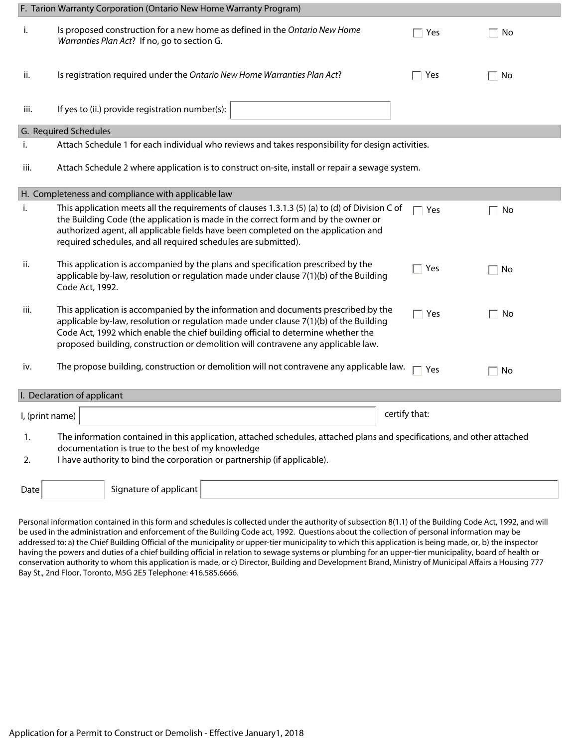## F. Tarion Warranty Corporation (Ontario New Home Warranty Program)

| | | | |
|---|---|---|---|
| i. | Is proposed construction for a new home as defined in the *Ontario New Home Warranties Plan Act*? If no, go to section G. | ☐ Yes | ☐ No |
| ii. | Is registration required under the *Ontario New Home Warranties Plan Act*? | ☐ Yes | ☐ No |
| iii. | If yes to (ii.) provide registration number(s): | | |

## G. Required Schedules

i. Attach Schedule 1 for each individual who reviews and takes responsibility for design activities.

iii. Attach Schedule 2 where application is to construct on-site, install or repair a sewage system.

## H. Completeness and compliance with applicable law

| | | | |
|---|---|---|---|
| i. | This application meets all the requirements of clauses 1.3.1.3 (5) (a) to (d) of Division C of the Building Code (the application is made in the correct form and by the owner or authorized agent, all applicable fields have been completed on the application and required schedules, and all required schedules are submitted). | ☐ Yes | ☐ No |
| ii. | This application is accompanied by the plans and specification prescribed by the applicable by-law, resolution or regulation made under clause 7(1)(b) of the Building Code Act, 1992. | ☐ Yes | ☐ No |
| iii. | This application is accompanied by the information and documents prescribed by the applicable by-law, resolution or regulation made under clause 7(1)(b) of the Building Code Act, 1992 which enable the chief building official to determine whether the proposed building, construction or demolition will contravene any applicable law. | ☐ Yes | ☐ No |
| iv. | The propose building, construction or demolition will not contravene any applicable law. | ☐ Yes | ☐ No |

## I. Declaration of applicant

I, (print name) ____________________ certify that:

1. The information contained in this application, attached schedules, attached plans and specifications, and other attached documentation is true to the best of my knowledge
2. I have authority to bind the corporation or partnership (if applicable).

Date ____________ Signature of applicant ____________________

Personal information contained in this form and schedules is collected under the authority of subsection 8(1.1) of the Building Code Act, 1992, and will be used in the administration and enforcement of the Building Code act, 1992. Questions about the collection of personal information may be addressed to: a) the Chief Building Official of the municipality or upper-tier municipality to which this application is being made, or, b) the inspector having the powers and duties of a chief building official in relation to sewage systems or plumbing for an upper-tier municipality, board of health or conservation authority to whom this application is made, or c) Director, Building and Development Brand, Ministry of Municipal Affairs a Housing 777 Bay St., 2nd Floor, Toronto, M5G 2E5 Telephone: 416.585.6666.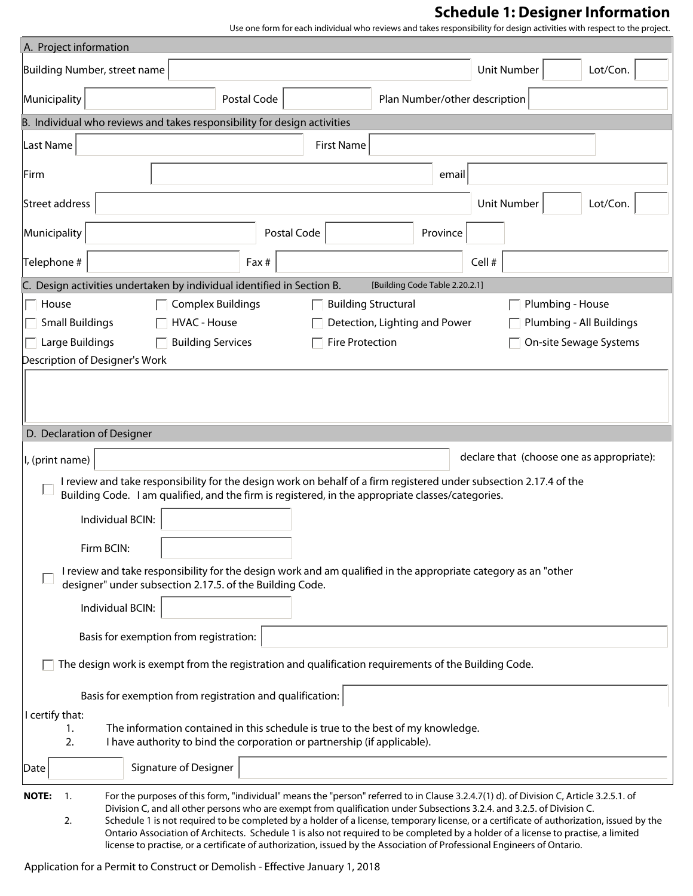# Schedule 1: Designer Information

Use one form for each individual who reviews and takes responsibility for design activities with respect to the project.

## A. Project information

| | | | | | |
|---|---|---|---|---|---|
| Building Number, street name | | Unit Number | | Lot/Con. | |
| Municipality | | Postal Code | | Plan Number/other description | |

## B. Individual who reviews and takes responsibility for design activities

| | | | | | |
|---|---|---|---|---|---|
| Last Name | | First Name | | | |
| Firm | | email | | | |
| Street address | | Unit Number | | Lot/Con. | |
| Municipality | | Postal Code | | Province | |
| Telephone # | | Fax # | | Cell # | |

## C. Design activities undertaken by individual identified in Section B. [Building Code Table 2.20.2.1]

- ☐ House
- ☐ Small Buildings
- ☐ Large Buildings
- ☐ Complex Buildings
- ☐ HVAC - House
- ☐ Building Services
- ☐ Building Structural
- ☐ Detection, Lighting and Power
- ☐ Fire Protection
- ☐ Plumbing - House
- ☐ Plumbing - All Buildings
- ☐ On-site Sewage Systems

Description of Designer's Work

## D. Declaration of Designer

I, (print name) ______________________ declare that (choose one as appropriate):

☐ I review and take responsibility for the design work on behalf of a firm registered under subsection 2.17.4 of the Building Code. I am qualified, and the firm is registered, in the appropriate classes/categories.

Individual BCIN: ______________

Firm BCIN: ______________

☐ I review and take responsibility for the design work and am qualified in the appropriate category as an "other designer" under subsection 2.17.5. of the Building Code.

Individual BCIN: ______________

Basis for exemption from registration: ______________

☐ The design work is exempt from the registration and qualification requirements of the Building Code.

Basis for exemption from registration and qualification: ______________

I certify that:

1. The information contained in this schedule is true to the best of my knowledge.
2. I have authority to bind the corporation or partnership (if applicable).

Date ______________ Signature of Designer ______________

**NOTE:**

1. For the purposes of this form, "individual" means the "person" referred to in Clause 3.2.4.7(1) d). of Division C, Article 3.2.5.1. of Division C, and all other persons who are exempt from qualification under Subsections 3.2.4. and 3.2.5. of Division C.
2. Schedule 1 is not required to be completed by a holder of a license, temporary license, or a certificate of authorization, issued by the Ontario Association of Architects. Schedule 1 is also not required to be completed by a holder of a license to practise, a limited license to practise, or a certificate of authorization, issued by the Association of Professional Engineers of Ontario.

Application for a Permit to Construct or Demolish - Effective January 1, 2018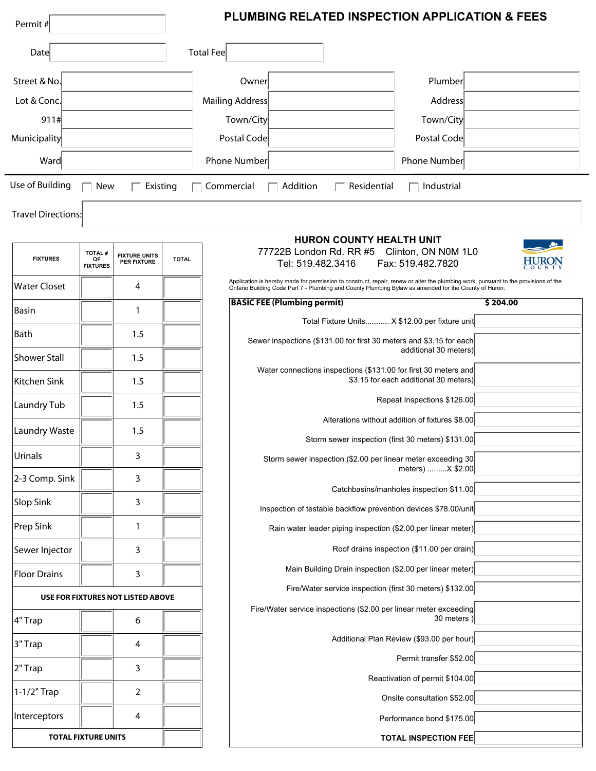# PLUMBING RELATED INSPECTION APPLICATION & FEES

Permit #

Date

Total Fee

| | | | | | |
|---|---|---|---|---|---|
| Street & No. | | Owner | | Plumber | |
| Lot & Conc. | | Mailing Address | | Address | |
| 911# | | Town/City | | Town/City | |
| Municipality | | Postal Code | | Postal Code | |
| Ward | | Phone Number | | Phone Number | |

Use of Building ☐ New ☐ Existing ☐ Commercial ☐ Addition ☐ Residential ☐ Industrial

Travel Directions:

| FIXTURES | TOTAL # OF FIXTURES | FIXTURE UNITS PER FIXTURE | TOTAL |
|---|---|---|---|
| Water Closet | | 4 | |
| Basin | | 1 | |
| Bath | | 1.5 | |
| Shower Stall | | 1.5 | |
| Kitchen Sink | | 1.5 | |
| Laundry Tub | | 1.5 | |
| Laundry Waste | | 1.5 | |
| Urinals | | 3 | |
| 2-3 Comp. Sink | | 3 | |
| Slop Sink | | 3 | |
| Prep Sink | | 1 | |
| Sewer Injector | | 3 | |
| Floor Drains | | 3 | |
| **USE FOR FIXTURES NOT LISTED ABOVE** | | | |
| 4" Trap | | 6 | |
| 3" Trap | | 4 | |
| 2" Trap | | 3 | |
| 1-1/2" Trap | | 2 | |
| Interceptors | | 4 | |
| **TOTAL FIXTURE UNITS** | | | |

## HURON COUNTY HEALTH UNIT

77722B London Rd. RR #5 Clinton, ON N0M 1L0
Tel: 519.482.3416 Fax: 519.482.7820

Application is hereby made for permission to construct, repair, renew or alter the plumbing work, pursuant to the provisions of the Ontario Building Code Part 7 - Plumbing and County Plumbing Bylaw as amended for the County of Huron.

| **BASIC FEE (Plumbing permit)** | **$ 204.00** |
|---|---|
| Total Fixture Units........... X $12.00 per fixture unit | |
| Sewer inspections ($131.00 for first 30 meters and $3.15 for each additional 30 meters) | |
| Water connections inspections ($131.00 for first 30 meters and $3.15 for each additional 30 meters) | |
| Repeat Inspections $126.00 | |
| Alterations without addition of fixtures $8.00 | |
| Storm sewer inspection (first 30 meters) $131.00 | |
| Storm sewer inspection ($2.00 per linear meter exceeding 30 meters) .........X $2.00 | |
| Catchbasins/manholes inspection $11.00 | |
| Inspection of testable backflow prevention devices $78.00/unit | |
| Rain water leader piping inspection ($2.00 per linear meter) | |
| Roof drains inspection ($11.00 per drain) | |
| Main Building Drain inspection ($2.00 per linear meter) | |
| Fire/Water service inspection (first 30 meters) $132.00 | |
| Fire/Water service inspections ($2.00 per linear meter exceeding 30 meters ) | |
| Additional Plan Review ($93.00 per hour) | |
| Permit transfer $52.00 | |
| Reactivation of permit $104.00 | |
| Onsite consultation $52.00 | |
| Performance bond $175.00 | |
| **TOTAL INSPECTION FEE** | |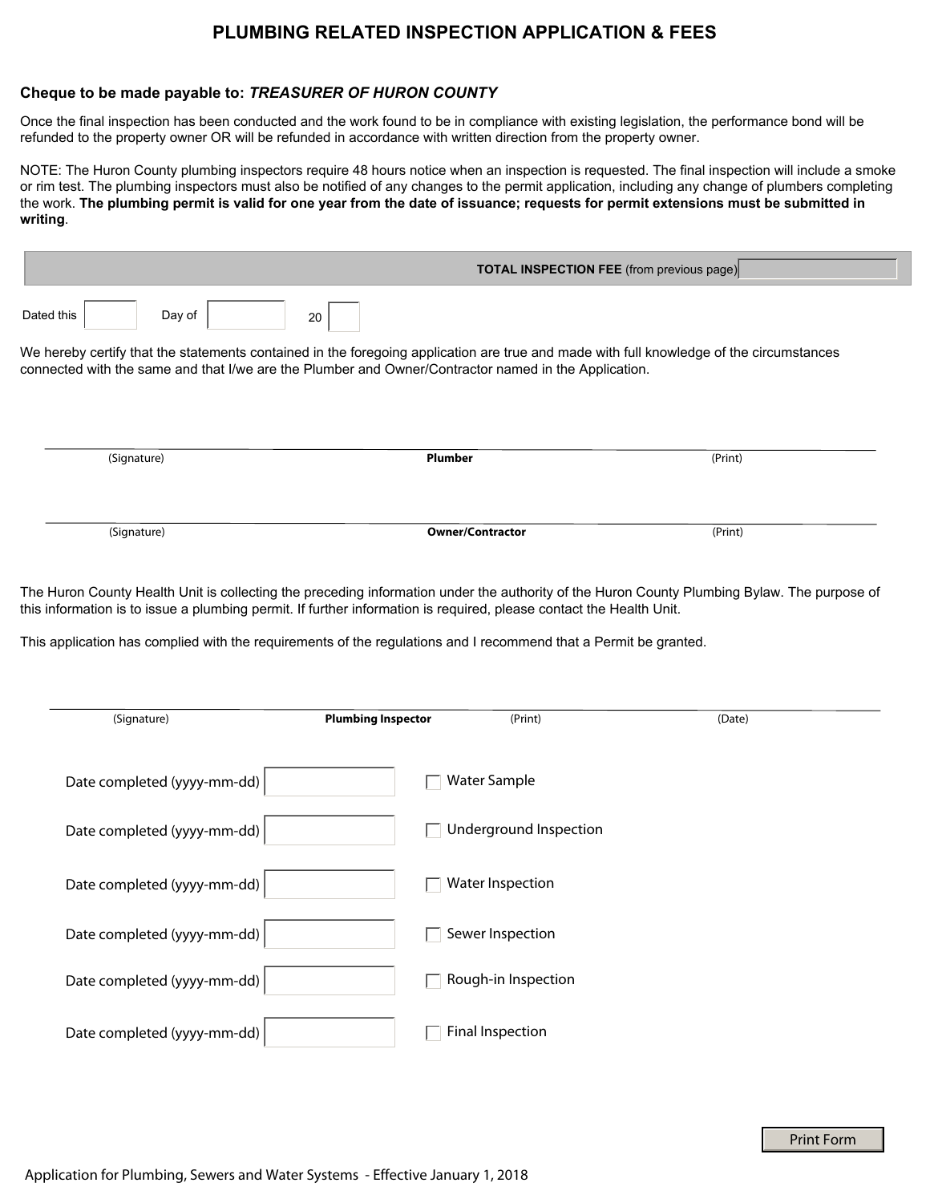# PLUMBING RELATED INSPECTION APPLICATION & FEES

**Cheque to be made payable to:** ***TREASURER OF HURON COUNTY***

Once the final inspection has been conducted and the work found to be in compliance with existing legislation, the performance bond will be refunded to the property owner OR will be refunded in accordance with written direction from the property owner.

NOTE: The Huron County plumbing inspectors require 48 hours notice when an inspection is requested. The final inspection will include a smoke or rim test. The plumbing inspectors must also be notified of any changes to the permit application, including any change of plumbers completing the work. **The plumbing permit is valid for one year from the date of issuance; requests for permit extensions must be submitted in writing**.

**TOTAL INSPECTION FEE** (from previous page) ______

Dated this ______ Day of ______ 20 ______

We hereby certify that the statements contained in the foregoing application are true and made with full knowledge of the circumstances connected with the same and that I/we are the Plumber and Owner/Contractor named in the Application.

(Signature) **Plumber** (Print)

(Signature) **Owner/Contractor** (Print)

The Huron County Health Unit is collecting the preceding information under the authority of the Huron County Plumbing Bylaw. The purpose of this information is to issue a plumbing permit. If further information is required, please contact the Health Unit.

This application has complied with the requirements of the regulations and I recommend that a Permit be granted.

(Signature) **Plumbing Inspector** (Print) (Date)

Date completed (yyyy-mm-dd) ______ ☐ Water Sample

Date completed (yyyy-mm-dd) ______ ☐ Underground Inspection

Date completed (yyyy-mm-dd) ______ ☐ Water Inspection

Date completed (yyyy-mm-dd) ______ ☐ Sewer Inspection

Date completed (yyyy-mm-dd) ______ ☐ Rough-in Inspection

Date completed (yyyy-mm-dd) ______ ☐ Final Inspection

Print Form

Application for Plumbing, Sewers and Water Systems - Effective January 1, 2018